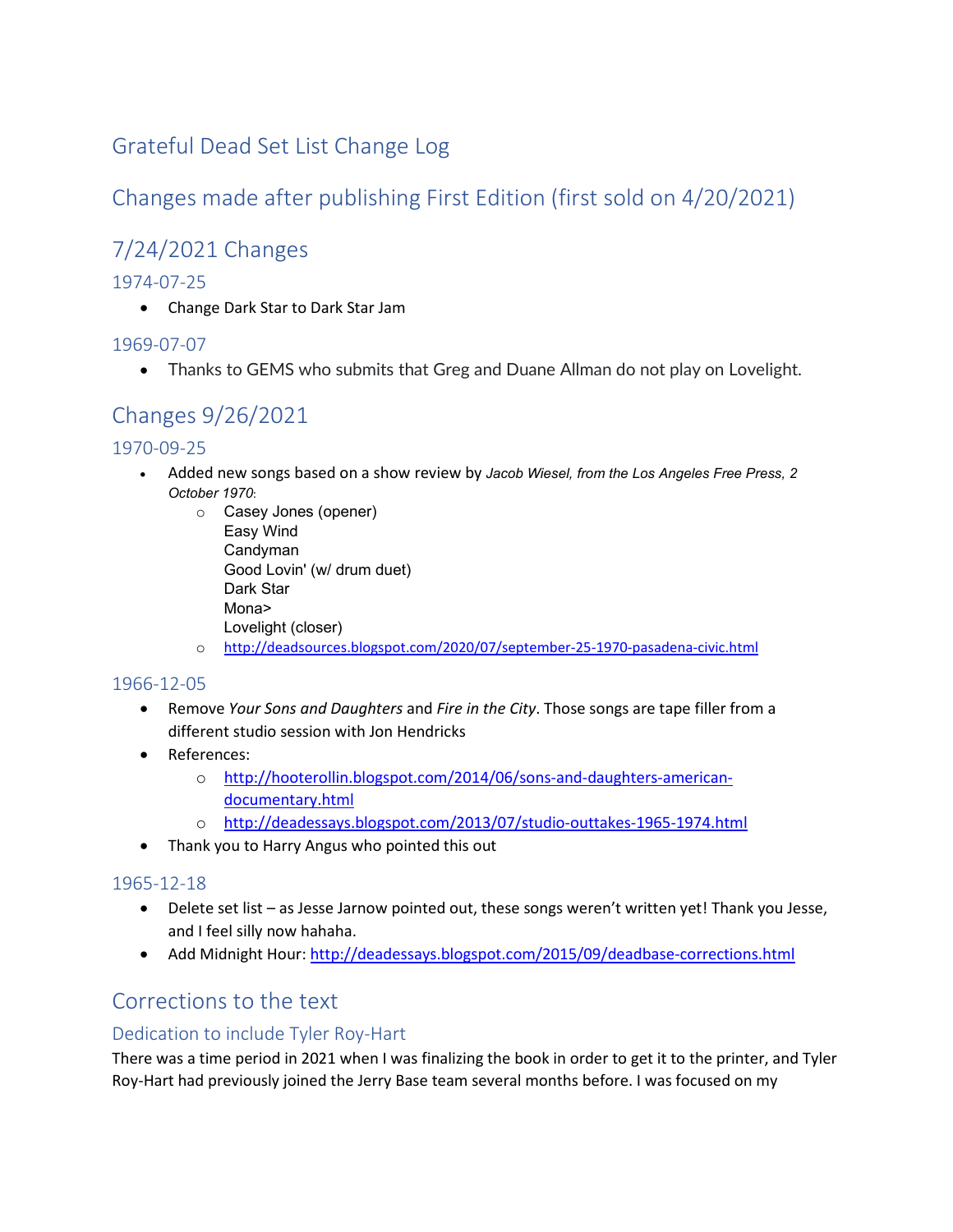# Grateful Dead Set List Change Log

## Changes made after publishing First Edition (first sold on 4/20/2021)

## 7/24/2021 Changes

### 1974-07-25

- Change Dark Star to Dark Star Jam

### 1969-07-07

- Thanks to GEMS who submits that Greg and Duane Allman do not play on Lovelight.

## Changes 9/26/2021

### 1970-09-25

- Added new songs based on a show review by *Jacob Wiesel, from the Los Angeles Free Press, 2 October 1970*:
  - Casey Jones (opener)
    Easy Wind
    Candyman
    Good Lovin' (w/ drum duet)
    Dark Star
    Mona>
    Lovelight (closer)
  - http://deadsources.blogspot.com/2020/07/september-25-1970-pasadena-civic.html

### 1966-12-05

- Remove *Your Sons and Daughters* and *Fire in the City*. Those songs are tape filler from a different studio session with Jon Hendricks
- References:
  - http://hooterollin.blogspot.com/2014/06/sons-and-daughters-american-documentary.html
  - http://deadessays.blogspot.com/2013/07/studio-outtakes-1965-1974.html
- Thank you to Harry Angus who pointed this out

### 1965-12-18

- Delete set list – as Jesse Jarnow pointed out, these songs weren't written yet! Thank you Jesse, and I feel silly now hahaha.
- Add Midnight Hour: http://deadessays.blogspot.com/2015/09/deadbase-corrections.html

## Corrections to the text

### Dedication to include Tyler Roy-Hart

There was a time period in 2021 when I was finalizing the book in order to get it to the printer, and Tyler Roy-Hart had previously joined the Jerry Base team several months before. I was focused on my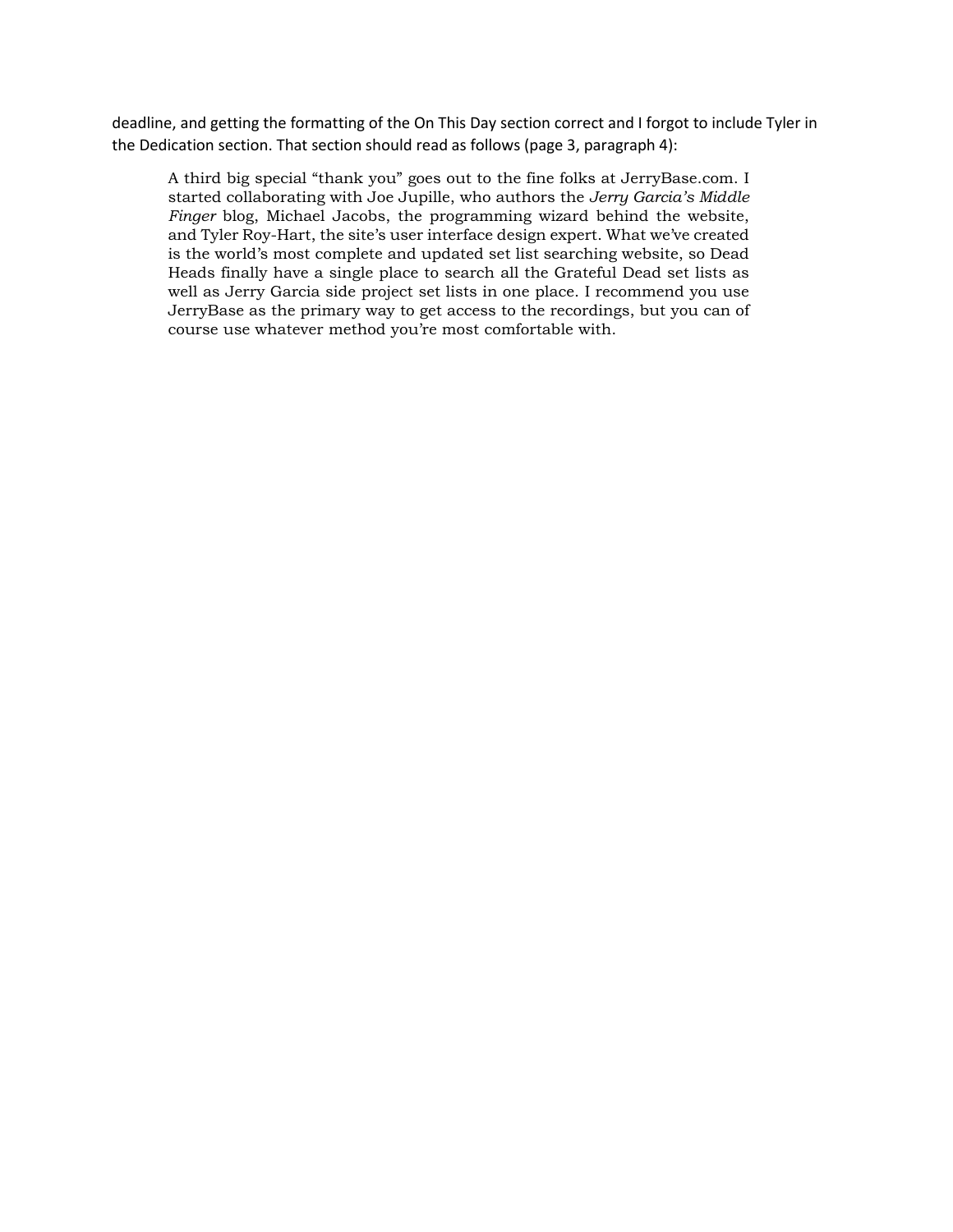deadline, and getting the formatting of the On This Day section correct and I forgot to include Tyler in the Dedication section. That section should read as follows (page 3, paragraph 4):

> A third big special "thank you" goes out to the fine folks at JerryBase.com. I started collaborating with Joe Jupille, who authors the *Jerry Garcia's Middle Finger* blog, Michael Jacobs, the programming wizard behind the website, and Tyler Roy-Hart, the site's user interface design expert. What we've created is the world's most complete and updated set list searching website, so Dead Heads finally have a single place to search all the Grateful Dead set lists as well as Jerry Garcia side project set lists in one place. I recommend you use JerryBase as the primary way to get access to the recordings, but you can of course use whatever method you're most comfortable with.